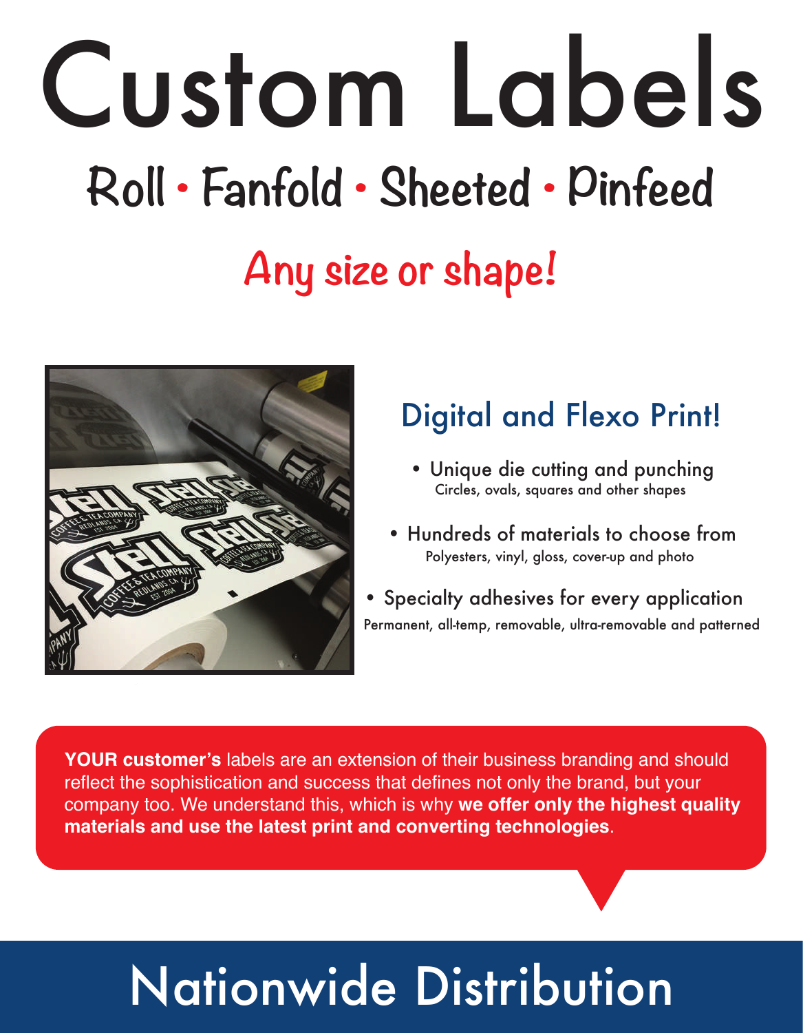# Custom Labels

## Roll • Fanfold • Sheeted • Pinfeed

## Any size or shape!

## Digital and Flexo Print!

- Unique die cutting and punching
  Circles, ovals, squares and other shapes
- Hundreds of materials to choose from
  Polyesters, vinyl, gloss, cover-up and photo
- Specialty adhesives for every application
  Permanent, all-temp, removable, ultra-removable and patterned

**YOUR customer's** labels are an extension of their business branding and should reflect the sophistication and success that defines not only the brand, but your company too. We understand this, which is why **we offer only the highest quality materials and use the latest print and converting technologies**.

# Nationwide Distribution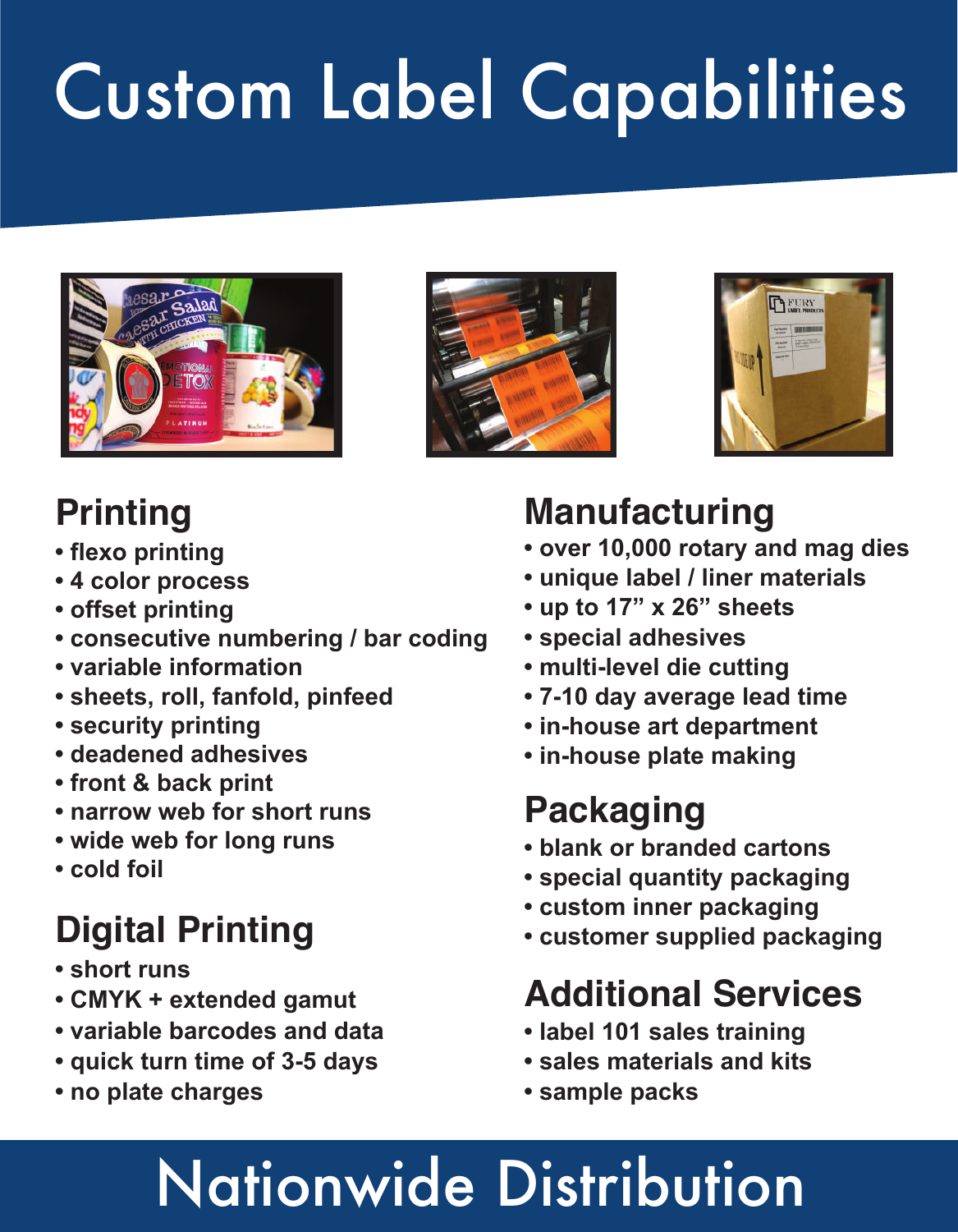# Custom Label Capabilities

## Printing

- flexo printing
- 4 color process
- offset printing
- consecutive numbering / bar coding
- variable information
- sheets, roll, fanfold, pinfeed
- security printing
- deadened adhesives
- front & back print
- narrow web for short runs
- wide web for long runs
- cold foil

## Digital Printing

- short runs
- CMYK + extended gamut
- variable barcodes and data
- quick turn time of 3-5 days
- no plate charges

## Manufacturing

- over 10,000 rotary and mag dies
- unique label / liner materials
- up to 17” x 26” sheets
- special adhesives
- multi-level die cutting
- 7-10 day average lead time
- in-house art department
- in-house plate making

## Packaging

- blank or branded cartons
- special quantity packaging
- custom inner packaging
- customer supplied packaging

## Additional Services

- label 101 sales training
- sales materials and kits
- sample packs

# Nationwide Distribution